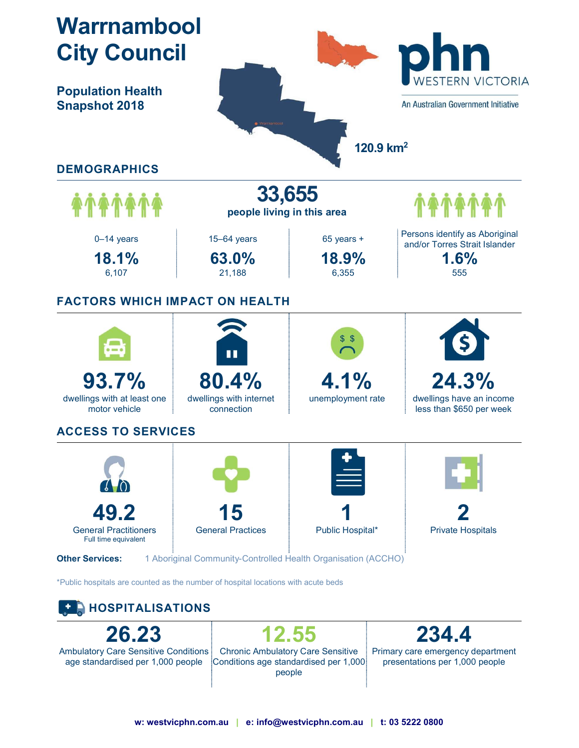# Warrnambool City Council

**Population Health Snapshot 2018**

phn WESTERN VICTORIA

An Australian Government Initiative

Warrnambool

120.9 km$^2$

## DEMOGRAPHICS

**33,655** people living in this area

| 0–14 years | 15–64 years | 65 years + | Persons identify as Aboriginal and/or Torres Strait Islander |
|---|---|---|---|
| **18.1%** | **63.0%** | **18.9%** | **1.6%** |
| 6,107 | 21,188 | 6,355 | 555 |

## FACTORS WHICH IMPACT ON HEALTH

| **93.7%** | **80.4%** | **4.1%** | **24.3%** |
|---|---|---|---|
| dwellings with at least one motor vehicle | dwellings with internet connection | unemployment rate | dwellings have an income less than $650 per week |

## ACCESS TO SERVICES

| **49.2** | **15** | **1** | **2** |
|---|---|---|---|
| General Practitioners Full time equivalent | General Practices | Public Hospital* | Private Hospitals |

**Other Services:** 1 Aboriginal Community-Controlled Health Organisation (ACCHO)

*Public hospitals are counted as the number of hospital locations with acute beds

## HOSPITALISATIONS

| **26.23** | **12.55** | **234.4** |
|---|---|---|
| Ambulatory Care Sensitive Conditions age standardised per 1,000 people | Chronic Ambulatory Care Sensitive Conditions age standardised per 1,000 people | Primary care emergency department presentations per 1,000 people |

**w: westvicphn.com.au | e: info@westvicphn.com.au | t: 03 5222 0800**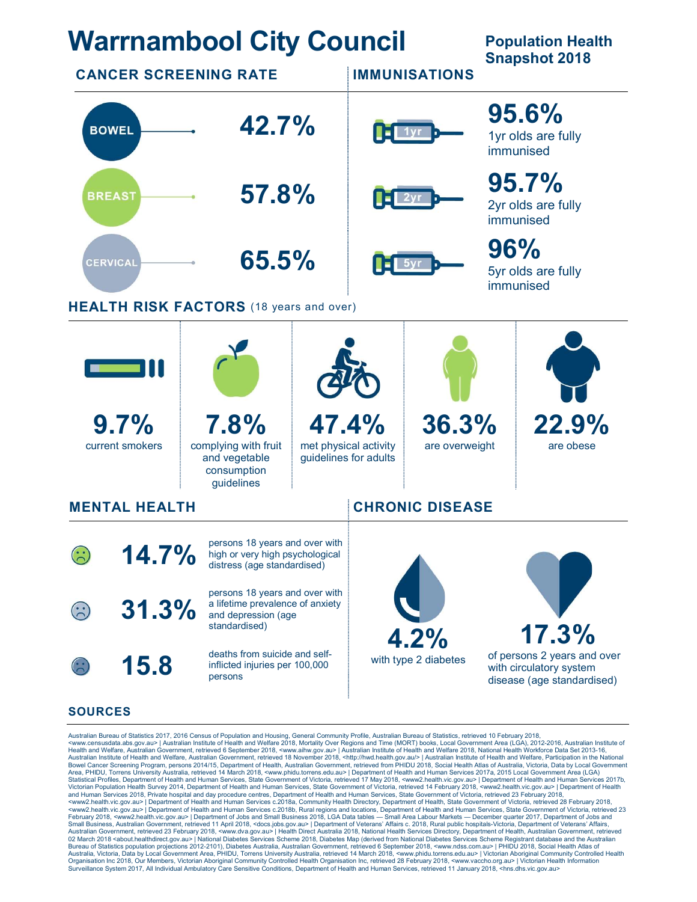# Warrnambool City Council

## Population Health Snapshot 2018

### CANCER SCREENING RATE

BOWEL 42.7%

BREAST 57.8%

CERVICAL 65.5%

### IMMUNISATIONS

**95.6%** 1yr olds are fully immunised

**95.7%** 2yr olds are fully immunised

**96%** 5yr olds are fully immunised

### HEALTH RISK FACTORS (18 years and over)

**9.7%** current smokers

**7.8%** complying with fruit and vegetable consumption guidelines

**47.4%** met physical activity guidelines for adults

**36.3%** are overweight

**22.9%** are obese

### MENTAL HEALTH

**14.7%** persons 18 years and over with high or very high psychological distress (age standardised)

**31.3%** persons 18 years and over with a lifetime prevalence of anxiety and depression (age standardised)

**15.8** deaths from suicide and self-inflicted injuries per 100,000 persons

### CHRONIC DISEASE

**4.2%** with type 2 diabetes

**17.3%** of persons 2 years and over with circulatory system disease (age standardised)

### SOURCES

Australian Bureau of Statistics 2017, 2016 Census of Population and Housing, General Community Profile, Australian Bureau of Statistics, retrieved 10 February 2018, <www.censusdata.abs.gov.au> | Australian Institute of Health and Welfare 2018, Mortality Over Regions and Time (MORT) books, Local Government Area (LGA), 2012-2016, Australian Institute of Health and Welfare, Australian Government, retrieved 6 September 2018, <www.aihw.gov.au> | Australian Institute of Health and Welfare 2018, National Health Workforce Data Set 2013-16, Australian Institute of Health and Welfare, Australian Government, retrieved 18 November 2018, <http://hwd.health.gov.au/> | Australian Institute of Health and Welfare, Participation in the National Bowel Cancer Screening Program, persons 2014/15, Department of Health, Australian Government, retrieved from PHIDU 2018, Social Health Atlas of Australia, Victoria, Data by Local Government Area, PHIDU, Torrens University Australia, retrieved 14 March 2018, <www.phidu.torrens.edu.au> | Department of Health and Human Services 2017a, 2015 Local Government Area (LGA) Statistical Profiles, Department of Health and Human Services, State Government of Victoria, retrieved 17 May 2018, <www2.health.vic.gov.au> | Department of Health and Human Services 2017b, Victorian Population Health Survey 2014, Department of Health and Human Services, State Government of Victoria, retrieved 14 February 2018, <www2.health.vic.gov.au> | Department of Health and Human Services 2018, Private hospital and day procedure centres, Department of Health and Human Services, State Government of Victoria, retrieved 23 February 2018, <www2.health.vic.gov.au> | Department of Health and Human Services c.2018a, Community Health Directory, Department of Health, State Government of Victoria, retrieved 28 February 2018, <www2.health.vic.gov.au> | Department of Health and Human Services c.2018b, Rural regions and locations, Department of Health and Human Services, State Government of Victoria, retrieved 23 February 2018, <www2.health.vic.gov.au> | Department of Jobs and Small Business 2018, LGA Data tables — Small Area Labour Markets — December quarter 2017, Department of Jobs and Small Business, Australian Government, retrieved 11 April 2018, <docs.jobs.gov.au> | Department of Veterans' Affairs c. 2018, Rural public hospitals-Victoria, Department of Veterans' Affairs, Australian Government, retrieved 23 February 2018, <www.dva.gov.au> | Health Direct Australia 2018, National Health Services Directory, Department of Health, Australian Government, retrieved 02 March 2018 <about.healthdirect.gov.au> | National Diabetes Services Scheme 2018, Diabetes Map (derived from National Diabetes Services Scheme Registrant database and the Australian Bureau of Statistics population projections 2012-2101), Diabetes Australia, Australian Government, retrieved 6 September 2018, <www.ndss.com.au> | PHIDU 2018, Social Health Atlas of Australia, Victoria, Data by Local Government Area, PHIDU, Torrens University Australia, retrieved 14 March 2018, <www.phidu.torrens.edu.au> | Victorian Aboriginal Community Controlled Health Organisation Inc 2018, Our Members, Victorian Aboriginal Community Controlled Health Organisation Inc, retrieved 28 February 2018, <www.vaccho.org.au> | Victorian Health Information Surveillance System 2017, All Individual Ambulatory Care Sensitive Conditions, Department of Health and Human Services, retrieved 11 January 2018, <hns.dhs.vic.gov.au>